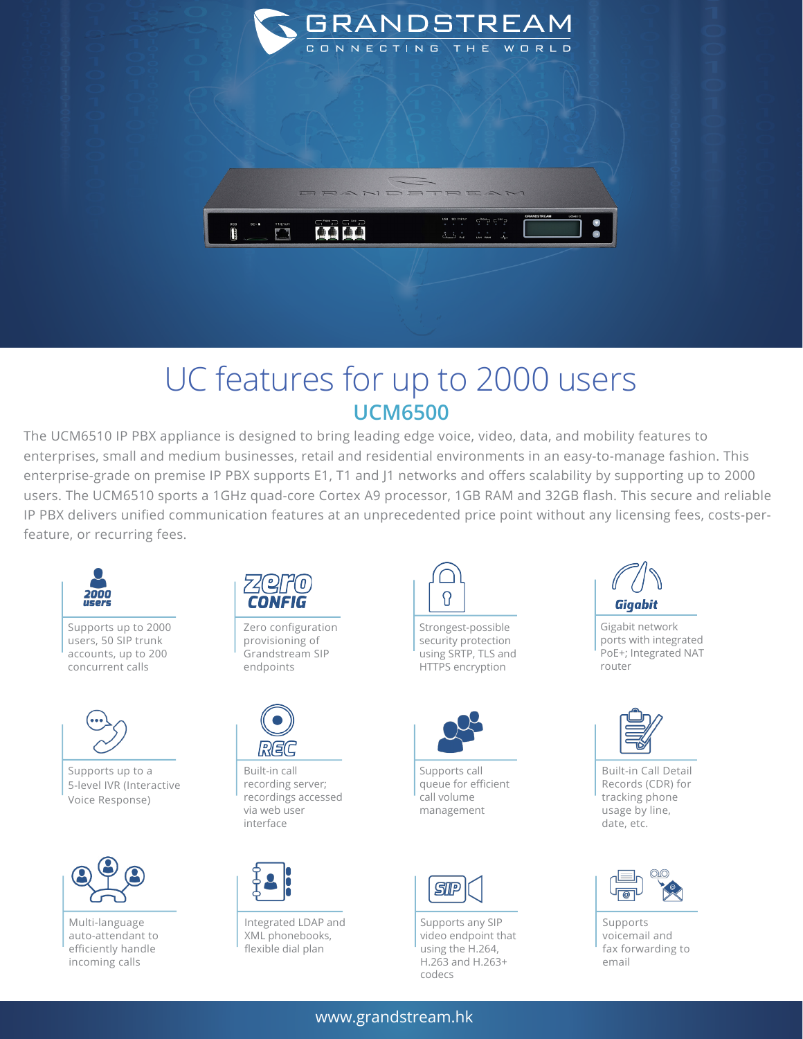# UC features for up to 2000 users

## UCM6500

The UCM6510 IP PBX appliance is designed to bring leading edge voice, video, data, and mobility features to enterprises, small and medium businesses, retail and residential environments in an easy-to-manage fashion. This enterprise-grade on premise IP PBX supports E1, T1 and J1 networks and offers scalability by supporting up to 2000 users. The UCM6510 sports a 1GHz quad-core Cortex A9 processor, 1GB RAM and 32GB flash. This secure and reliable IP PBX delivers unified communication features at an unprecedented price point without any licensing fees, costs-per-feature, or recurring fees.

- Supports up to 2000 users, 50 SIP trunk accounts, up to 200 concurrent calls
- Zero configuration provisioning of Grandstream SIP endpoints
- Strongest-possible security protection using SRTP, TLS and HTTPS encryption
- Gigabit network ports with integrated PoE+; Integrated NAT router
- Supports up to a 5-level IVR (Interactive Voice Response)
- Built-in call recording server; recordings accessed via web user interface
- Supports call queue for efficient call volume management
- Built-in Call Detail Records (CDR) for tracking phone usage by line, date, etc.
- Multi-language auto-attendant to efficiently handle incoming calls
- Integrated LDAP and XML phonebooks, flexible dial plan
- Supports any SIP video endpoint that using the H.264, H.263 and H.263+ codecs
- Supports voicemail and fax forwarding to email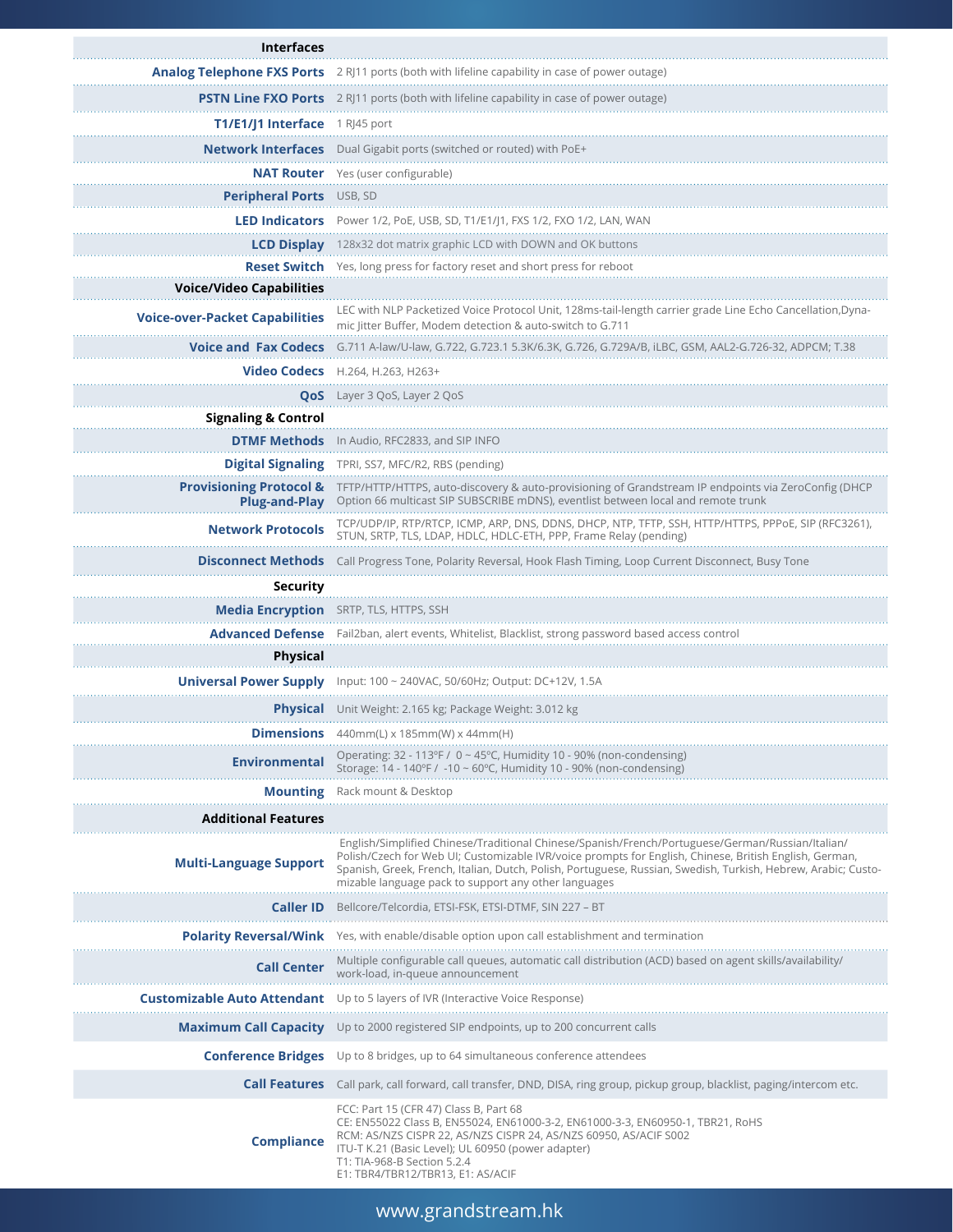| | |
|---|---|
| **Interfaces** | |
| **Analog Telephone FXS Ports** | 2 RJ11 ports (both with lifeline capability in case of power outage) |
| **PSTN Line FXO Ports** | 2 RJ11 ports (both with lifeline capability in case of power outage) |
| **T1/E1/J1 Interface** | 1 RJ45 port |
| **Network Interfaces** | Dual Gigabit ports (switched or routed) with PoE+ |
| **NAT Router** | Yes (user configurable) |
| **Peripheral Ports** | USB, SD |
| **LED Indicators** | Power 1/2, PoE, USB, SD, T1/E1/J1, FXS 1/2, FXO 1/2, LAN, WAN |
| **LCD Display** | 128x32 dot matrix graphic LCD with DOWN and OK buttons |
| **Reset Switch** | Yes, long press for factory reset and short press for reboot |
| **Voice/Video Capabilities** | |
| **Voice-over-Packet Capabilities** | LEC with NLP Packetized Voice Protocol Unit, 128ms-tail-length carrier grade Line Echo Cancellation,Dynamic Jitter Buffer, Modem detection & auto-switch to G.711 |
| **Voice and Fax Codecs** | G.711 A-law/U-law, G.722, G.723.1 5.3K/6.3K, G.726, G.729A/B, iLBC, GSM, AAL2-G.726-32, ADPCM; T.38 |
| **Video Codecs** | H.264, H.263, H263+ |
| **QoS** | Layer 3 QoS, Layer 2 QoS |
| **Signaling & Control** | |
| **DTMF Methods** | In Audio, RFC2833, and SIP INFO |
| **Digital Signaling** | TPRI, SS7, MFC/R2, RBS (pending) |
| **Provisioning Protocol & Plug-and-Play** | TFTP/HTTP/HTTPS, auto-discovery & auto-provisioning of Grandstream IP endpoints via ZeroConfig (DHCP Option 66 multicast SIP SUBSCRIBE mDNS), eventlist between local and remote trunk |
| **Network Protocols** | TCP/UDP/IP, RTP/RTCP, ICMP, ARP, DNS, DDNS, DHCP, NTP, TFTP, SSH, HTTP/HTTPS, PPPoE, SIP (RFC3261), STUN, SRTP, TLS, LDAP, HDLC, HDLC-ETH, PPP, Frame Relay (pending) |
| **Disconnect Methods** | Call Progress Tone, Polarity Reversal, Hook Flash Timing, Loop Current Disconnect, Busy Tone |
| **Security** | |
| **Media Encryption** | SRTP, TLS, HTTPS, SSH |
| **Advanced Defense** | Fail2ban, alert events, Whitelist, Blacklist, strong password based access control |
| **Physical** | |
| **Universal Power Supply** | Input: 100 ~ 240VAC, 50/60Hz; Output: DC+12V, 1.5A |
| **Physical** | Unit Weight: 2.165 kg; Package Weight: 3.012 kg |
| **Dimensions** | 440mm(L) x 185mm(W) x 44mm(H) |
| **Environmental** | Operating: 32 - 113ºF / 0 ~ 45ºC, Humidity 10 - 90% (non-condensing)<br>Storage: 14 - 140ºF / -10 ~ 60ºC, Humidity 10 - 90% (non-condensing) |
| **Mounting** | Rack mount & Desktop |
| **Additional Features** | |
| **Multi-Language Support** | English/Simplified Chinese/Traditional Chinese/Spanish/French/Portuguese/German/Russian/Italian/Polish/Czech for Web UI; Customizable IVR/voice prompts for English, Chinese, British English, German, Spanish, Greek, French, Italian, Dutch, Polish, Portuguese, Russian, Swedish, Turkish, Hebrew, Arabic; Customizable language pack to support any other languages |
| **Caller ID** | Bellcore/Telcordia, ETSI-FSK, ETSI-DTMF, SIN 227 – BT |
| **Polarity Reversal/Wink** | Yes, with enable/disable option upon call establishment and termination |
| **Call Center** | Multiple configurable call queues, automatic call distribution (ACD) based on agent skills/availability/work-load, in-queue announcement |
| **Customizable Auto Attendant** | Up to 5 layers of IVR (Interactive Voice Response) |
| **Maximum Call Capacity** | Up to 2000 registered SIP endpoints, up to 200 concurrent calls |
| **Conference Bridges** | Up to 8 bridges, up to 64 simultaneous conference attendees |
| **Call Features** | Call park, call forward, call transfer, DND, DISA, ring group, pickup group, blacklist, paging/intercom etc. |
| **Compliance** | FCC: Part 15 (CFR 47) Class B, Part 68<br>CE: EN55022 Class B, EN55024, EN61000-3-2, EN61000-3-3, EN60950-1, TBR21, RoHS<br>RCM: AS/NZS CISPR 22, AS/NZS CISPR 24, AS/NZS 60950, AS/ACIF S002<br>ITU-T K.21 (Basic Level); UL 60950 (power adapter)<br>T1: TIA-968-B Section 5.2.4<br>E1: TBR4/TBR12/TBR13, E1: AS/ACIF |

www.grandstream.hk